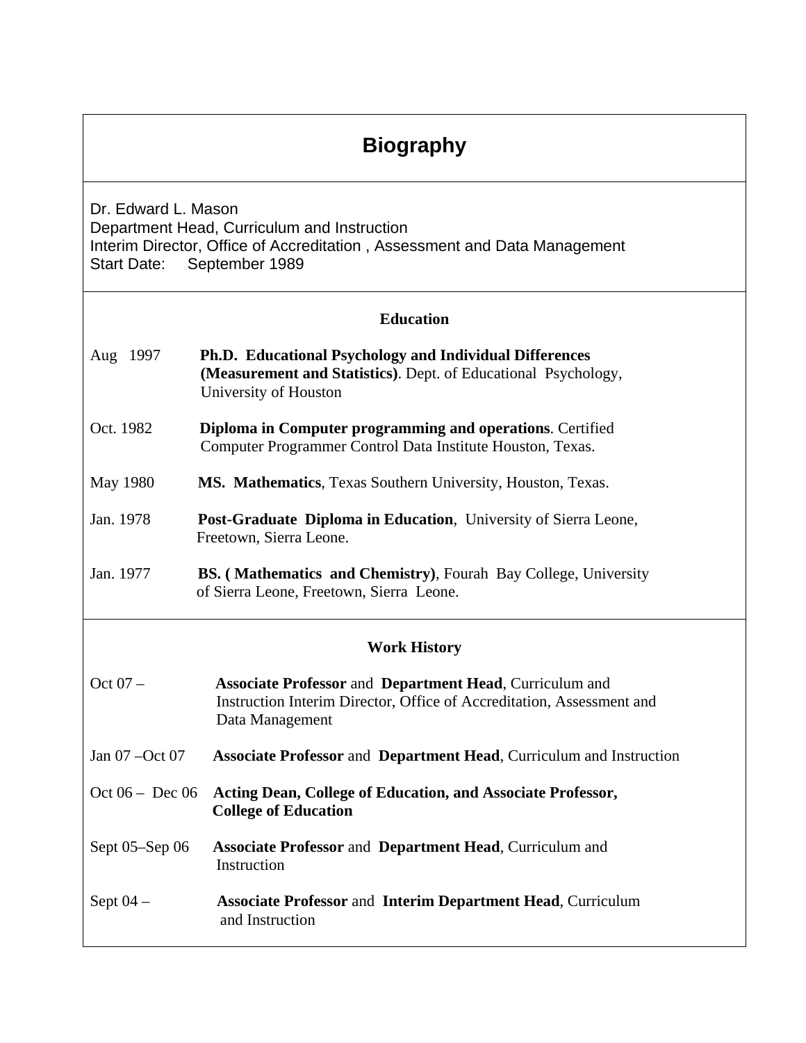# Biography

Dr. Edward L. Mason
Department Head, Curriculum and Instruction
Interim Director, Office of Accreditation , Assessment and Data Management
Start Date: September 1989

## Education

Aug 1997 — **Ph.D. Educational Psychology and Individual Differences (Measurement and Statistics)**. Dept. of Educational Psychology, University of Houston

Oct. 1982 — **Diploma in Computer programming and operations**. Certified Computer Programmer Control Data Institute Houston, Texas.

May 1980 — **MS. Mathematics**, Texas Southern University, Houston, Texas.

Jan. 1978 — **Post-Graduate Diploma in Education**, University of Sierra Leone, Freetown, Sierra Leone.

Jan. 1977 — **BS. ( Mathematics and Chemistry)**, Fourah Bay College, University of Sierra Leone, Freetown, Sierra Leone.

## Work History

Oct 07 – — **Associate Professor** and **Department Head**, Curriculum and Instruction Interim Director, Office of Accreditation, Assessment and Data Management

Jan 07 –Oct 07 — **Associate Professor** and **Department Head**, Curriculum and Instruction

Oct 06 – Dec 06 — **Acting Dean, College of Education, and Associate Professor, College of Education**

Sept 05–Sep 06 — **Associate Professor** and **Department Head**, Curriculum and Instruction

Sept 04 – — **Associate Professor** and **Interim Department Head**, Curriculum and Instruction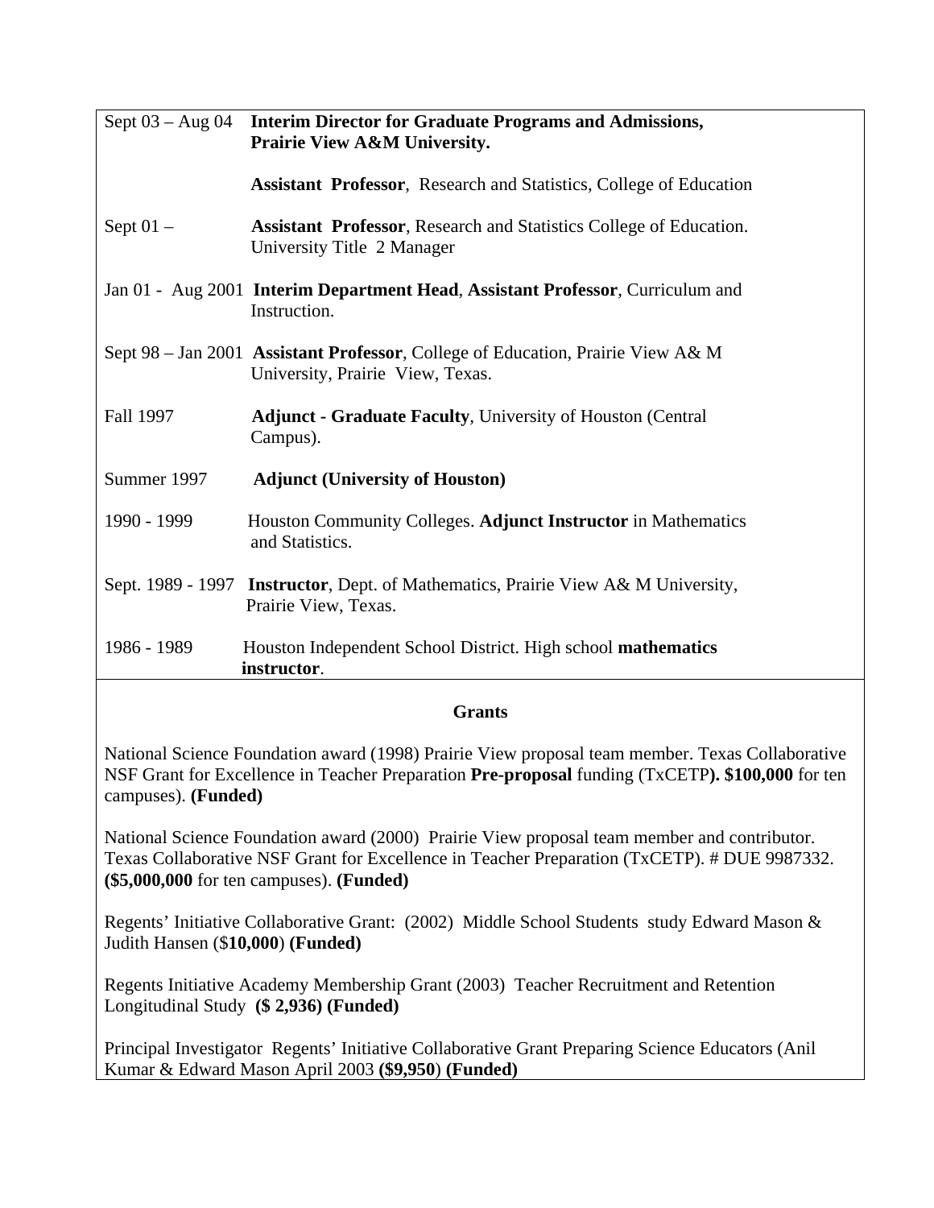| | |
|---|---|
| Sept 03 – Aug 04 | **Interim Director for Graduate Programs and Admissions, Prairie View A&M University.** |
| | **Assistant Professor**, Research and Statistics, College of Education |
| Sept 01 – | **Assistant Professor**, Research and Statistics College of Education. University Title 2 Manager |
| Jan 01 - Aug 2001 | **Interim Department Head**, **Assistant Professor**, Curriculum and Instruction. |
| Sept 98 – Jan 2001 | **Assistant Professor**, College of Education, Prairie View A& M University, Prairie View, Texas. |
| Fall 1997 | **Adjunct - Graduate Faculty**, University of Houston (Central Campus). |
| Summer 1997 | **Adjunct (University of Houston)** |
| 1990 - 1999 | Houston Community Colleges. **Adjunct Instructor** in Mathematics and Statistics. |
| Sept. 1989 - 1997 | **Instructor**, Dept. of Mathematics, Prairie View A& M University, Prairie View, Texas. |
| 1986 - 1989 | Houston Independent School District. High school **mathematics instructor**. |

## Grants

National Science Foundation award (1998) Prairie View proposal team member. Texas Collaborative NSF Grant for Excellence in Teacher Preparation **Pre-proposal** funding (TxCETP**). $100,000** for ten campuses). **(Funded)**

National Science Foundation award (2000) Prairie View proposal team member and contributor. Texas Collaborative NSF Grant for Excellence in Teacher Preparation (TxCETP). # DUE 9987332. **($5,000,000** for ten campuses). **(Funded)**

Regents' Initiative Collaborative Grant: (2002) Middle School Students study Edward Mason & Judith Hansen ($**10,000**) **(Funded)**

Regents Initiative Academy Membership Grant (2003) Teacher Recruitment and Retention Longitudinal Study **($ 2,936) (Funded)**

Principal Investigator Regents' Initiative Collaborative Grant Preparing Science Educators (Anil Kumar & Edward Mason April 2003 **($9,950**) **(Funded)**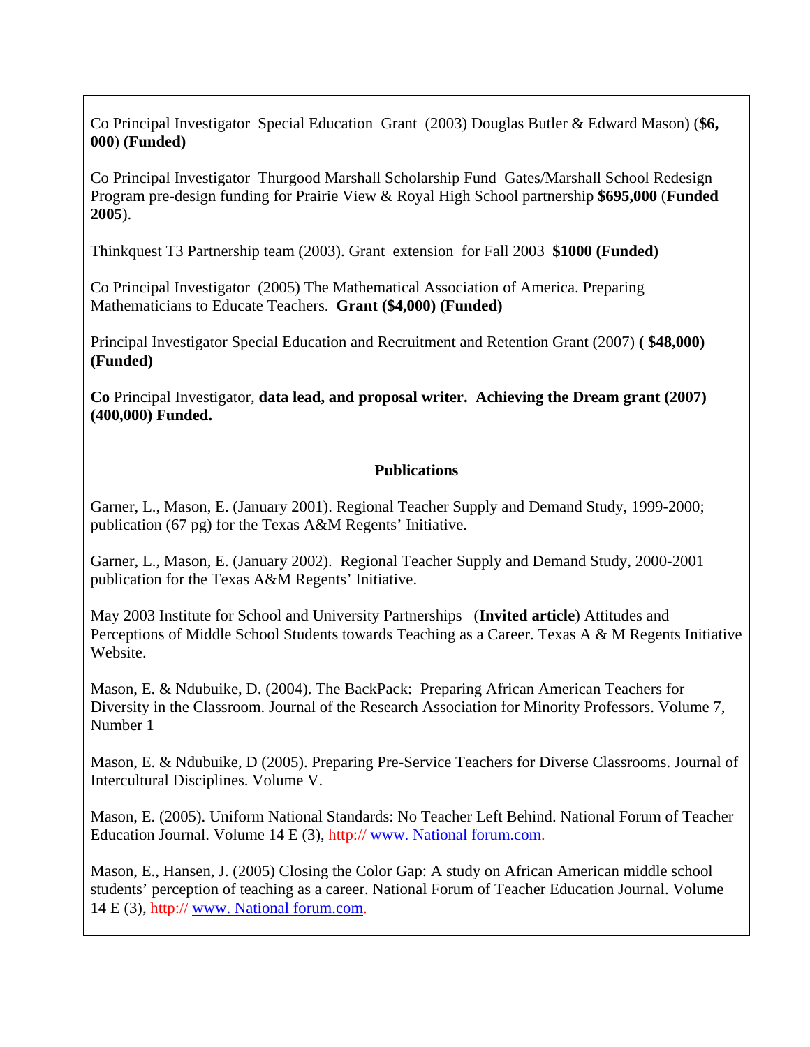Co Principal Investigator Special Education Grant (2003) Douglas Butler & Edward Mason) (**$6, 000**) **(Funded)**

Co Principal Investigator Thurgood Marshall Scholarship Fund Gates/Marshall School Redesign Program pre-design funding for Prairie View & Royal High School partnership **$695,000** (**Funded 2005**).

Thinkquest T3 Partnership team (2003). Grant extension for Fall 2003 **$1000 (Funded)**

Co Principal Investigator (2005) The Mathematical Association of America. Preparing Mathematicians to Educate Teachers. **Grant ($4,000) (Funded)**

Principal Investigator Special Education and Recruitment and Retention Grant (2007) **( $48,000) (Funded)**

**Co** Principal Investigator, **data lead, and proposal writer. Achieving the Dream grant (2007) (400,000) Funded.**

## Publications

Garner, L., Mason, E. (January 2001). Regional Teacher Supply and Demand Study, 1999-2000; publication (67 pg) for the Texas A&M Regents' Initiative.

Garner, L., Mason, E. (January 2002). Regional Teacher Supply and Demand Study, 2000-2001 publication for the Texas A&M Regents' Initiative.

May 2003 Institute for School and University Partnerships (**Invited article**) Attitudes and Perceptions of Middle School Students towards Teaching as a Career. Texas A & M Regents Initiative Website.

Mason, E. & Ndubuike, D. (2004). The BackPack: Preparing African American Teachers for Diversity in the Classroom. Journal of the Research Association for Minority Professors. Volume 7, Number 1

Mason, E. & Ndubuike, D (2005). Preparing Pre-Service Teachers for Diverse Classrooms. Journal of Intercultural Disciplines. Volume V.

Mason, E. (2005). Uniform National Standards: No Teacher Left Behind. National Forum of Teacher Education Journal. Volume 14 E (3), http:// www. National forum.com.

Mason, E., Hansen, J. (2005) Closing the Color Gap: A study on African American middle school students' perception of teaching as a career. National Forum of Teacher Education Journal. Volume 14 E (3), http:// www. National forum.com.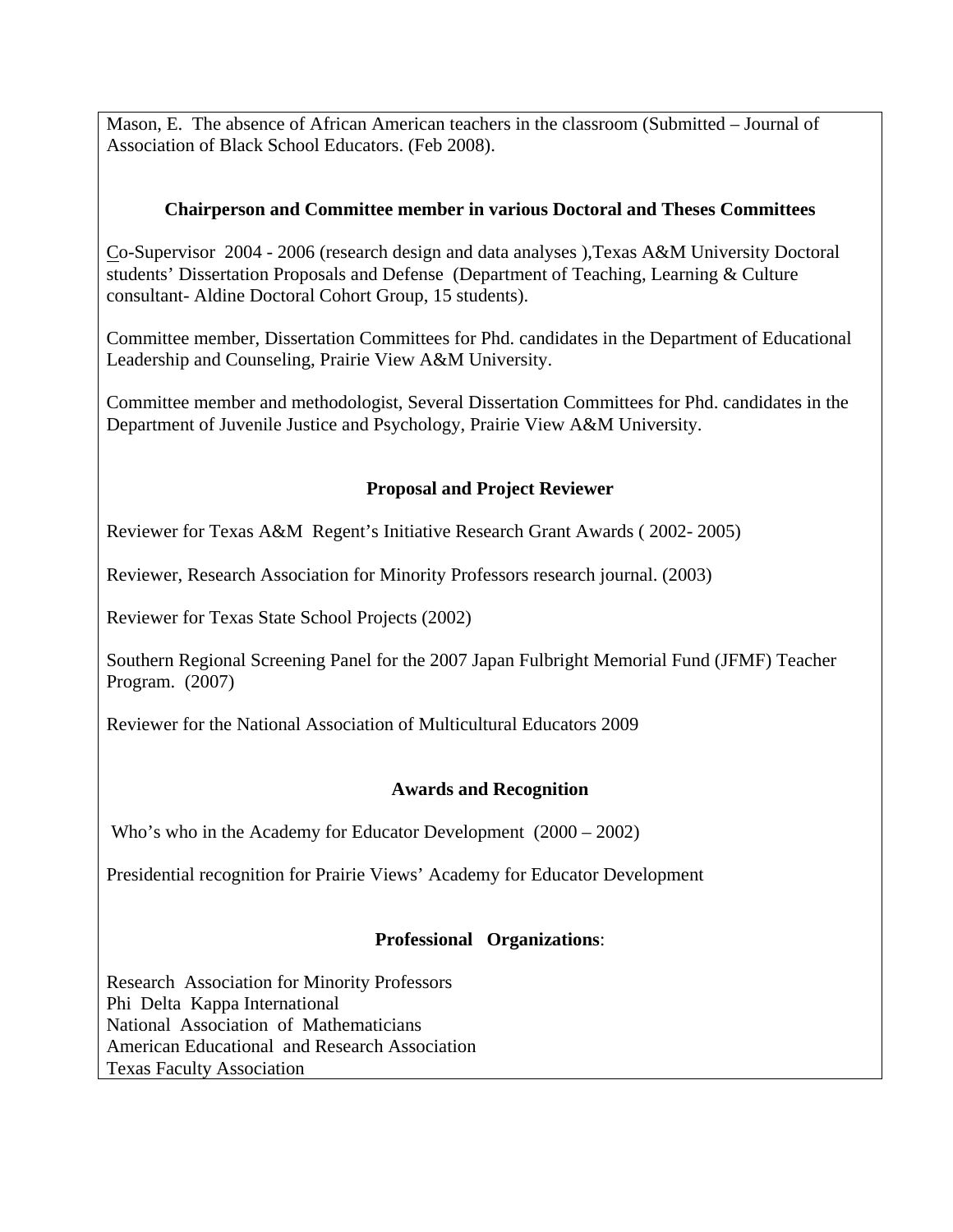Mason, E. The absence of African American teachers in the classroom (Submitted – Journal of Association of Black School Educators. (Feb 2008).

### Chairperson and Committee member in various Doctoral and Theses Committees

Co-Supervisor 2004 - 2006 (research design and data analyses ),Texas A&M University Doctoral students' Dissertation Proposals and Defense (Department of Teaching, Learning & Culture consultant- Aldine Doctoral Cohort Group, 15 students).

Committee member, Dissertation Committees for Phd. candidates in the Department of Educational Leadership and Counseling, Prairie View A&M University.

Committee member and methodologist, Several Dissertation Committees for Phd. candidates in the Department of Juvenile Justice and Psychology, Prairie View A&M University.

### Proposal and Project Reviewer

Reviewer for Texas A&M Regent's Initiative Research Grant Awards ( 2002- 2005)

Reviewer, Research Association for Minority Professors research journal. (2003)

Reviewer for Texas State School Projects (2002)

Southern Regional Screening Panel for the 2007 Japan Fulbright Memorial Fund (JFMF) Teacher Program. (2007)

Reviewer for the National Association of Multicultural Educators 2009

### Awards and Recognition

Who's who in the Academy for Educator Development (2000 – 2002)

Presidential recognition for Prairie Views' Academy for Educator Development

### Professional Organizations:

Research Association for Minority Professors
Phi Delta Kappa International
National Association of Mathematicians
American Educational and Research Association
Texas Faculty Association